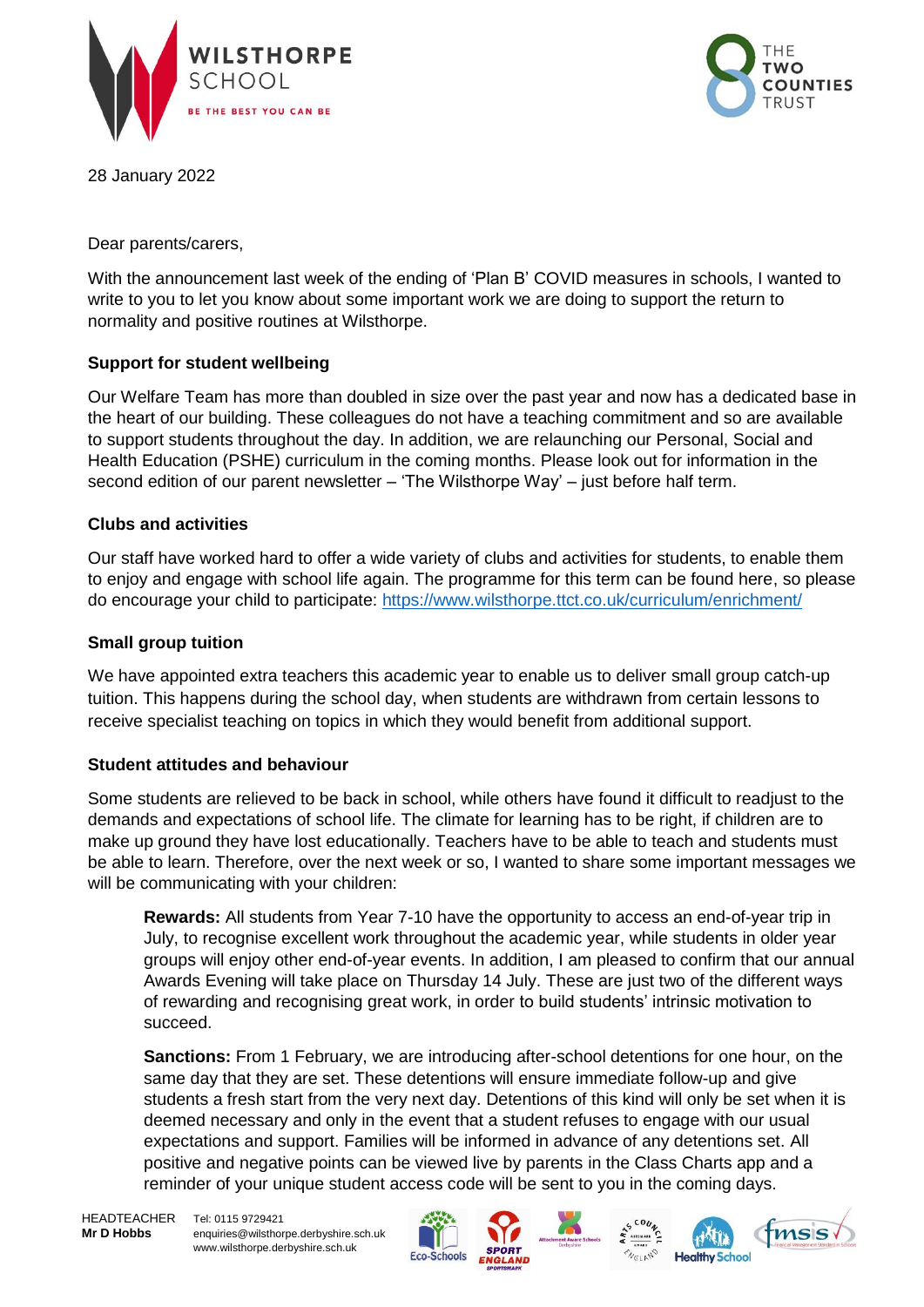28 January 2022

Dear parents/carers,

With the announcement last week of the ending of 'Plan B' COVID measures in schools, I wanted to write to you to let you know about some important work we are doing to support the return to normality and positive routines at Wilsthorpe.

**Support for student wellbeing**

Our Welfare Team has more than doubled in size over the past year and now has a dedicated base in the heart of our building. These colleagues do not have a teaching commitment and so are available to support students throughout the day. In addition, we are relaunching our Personal, Social and Health Education (PSHE) curriculum in the coming months. Please look out for information in the second edition of our parent newsletter – 'The Wilsthorpe Way' – just before half term.

**Clubs and activities**

Our staff have worked hard to offer a wide variety of clubs and activities for students, to enable them to enjoy and engage with school life again. The programme for this term can be found here, so please do encourage your child to participate: https://www.wilsthorpe.ttct.co.uk/curriculum/enrichment/

**Small group tuition**

We have appointed extra teachers this academic year to enable us to deliver small group catch-up tuition. This happens during the school day, when students are withdrawn from certain lessons to receive specialist teaching on topics in which they would benefit from additional support.

**Student attitudes and behaviour**

Some students are relieved to be back in school, while others have found it difficult to readjust to the demands and expectations of school life. The climate for learning has to be right, if children are to make up ground they have lost educationally. Teachers have to be able to teach and students must be able to learn. Therefore, over the next week or so, I wanted to share some important messages we will be communicating with your children:

> **Rewards:** All students from Year 7-10 have the opportunity to access an end-of-year trip in July, to recognise excellent work throughout the academic year, while students in older year groups will enjoy other end-of-year events. In addition, I am pleased to confirm that our annual Awards Evening will take place on Thursday 14 July. These are just two of the different ways of rewarding and recognising great work, in order to build students' intrinsic motivation to succeed.
>
> **Sanctions:** From 1 February, we are introducing after-school detentions for one hour, on the same day that they are set. These detentions will ensure immediate follow-up and give students a fresh start from the very next day. Detentions of this kind will only be set when it is deemed necessary and only in the event that a student refuses to engage with our usual expectations and support. Families will be informed in advance of any detentions set. All positive and negative points can be viewed live by parents in the Class Charts app and a reminder of your unique student access code will be sent to you in the coming days.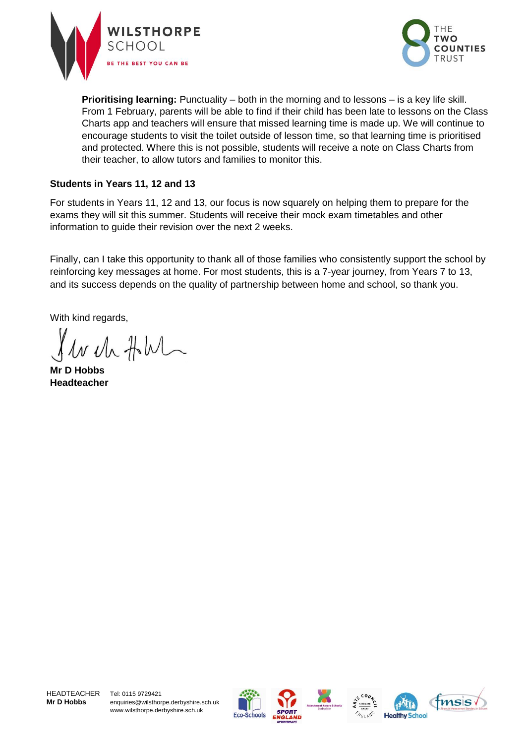**Prioritising learning:** Punctuality – both in the morning and to lessons – is a key life skill. From 1 February, parents will be able to find if their child has been late to lessons on the Class Charts app and teachers will ensure that missed learning time is made up. We will continue to encourage students to visit the toilet outside of lesson time, so that learning time is prioritised and protected. Where this is not possible, students will receive a note on Class Charts from their teacher, to allow tutors and families to monitor this.

**Students in Years 11, 12 and 13**

For students in Years 11, 12 and 13, our focus is now squarely on helping them to prepare for the exams they will sit this summer. Students will receive their mock exam timetables and other information to guide their revision over the next 2 weeks.

Finally, can I take this opportunity to thank all of those families who consistently support the school by reinforcing key messages at home. For most students, this is a 7-year journey, from Years 7 to 13, and its success depends on the quality of partnership between home and school, so thank you.

With kind regards,

**Mr D Hobbs**
**Headteacher**

HEADTEACHER **Mr D Hobbs**

Tel: 0115 9729421
enquiries@wilsthorpe.derbyshire.sch.uk
www.wilsthorpe.derbyshire.sch.uk